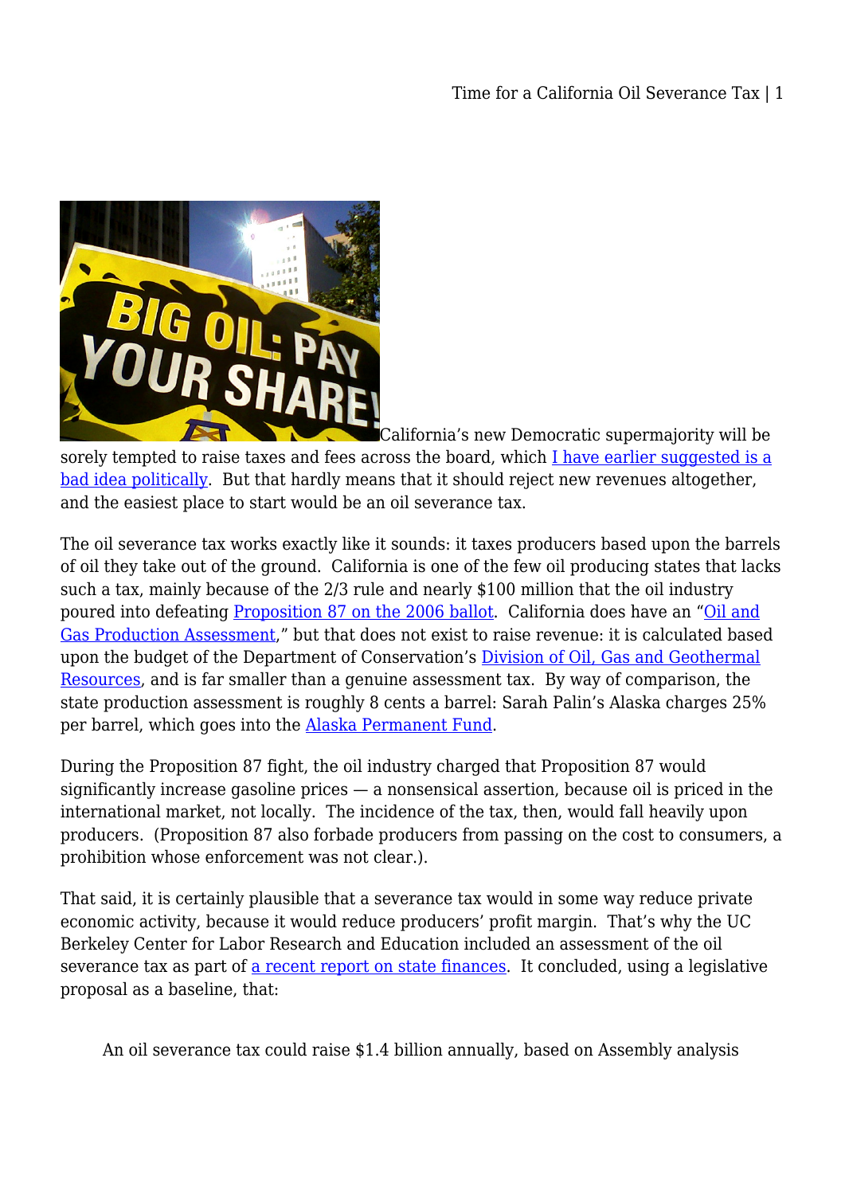California's new Democratic supermajority will be sorely tempted to raise taxes and fees across the board, which [I have earlier suggested is a bad idea politically](). But that hardly means that it should reject new revenues altogether, and the easiest place to start would be an oil severance tax.

The oil severance tax works exactly like it sounds: it taxes producers based upon the barrels of oil they take out of the ground. California is one of the few oil producing states that lacks such a tax, mainly because of the 2/3 rule and nearly $100 million that the oil industry poured into defeating [Proposition 87 on the 2006 ballot](). California does have an "[Oil and Gas Production Assessment]()," but that does not exist to raise revenue: it is calculated based upon the budget of the Department of Conservation's [Division of Oil, Gas and Geothermal Resources](), and is far smaller than a genuine assessment tax. By way of comparison, the state production assessment is roughly 8 cents a barrel: Sarah Palin's Alaska charges 25% per barrel, which goes into the [Alaska Permanent Fund]().

During the Proposition 87 fight, the oil industry charged that Proposition 87 would significantly increase gasoline prices — a nonsensical assertion, because oil is priced in the international market, not locally. The incidence of the tax, then, would fall heavily upon producers. (Proposition 87 also forbade producers from passing on the cost to consumers, a prohibition whose enforcement was not clear.).

That said, it is certainly plausible that a severance tax would in some way reduce private economic activity, because it would reduce producers' profit margin. That's why the UC Berkeley Center for Labor Research and Education included an assessment of the oil severance tax as part of [a recent report on state finances](). It concluded, using a legislative proposal as a baseline, that:

> An oil severance tax could raise $1.4 billion annually, based on Assembly analysis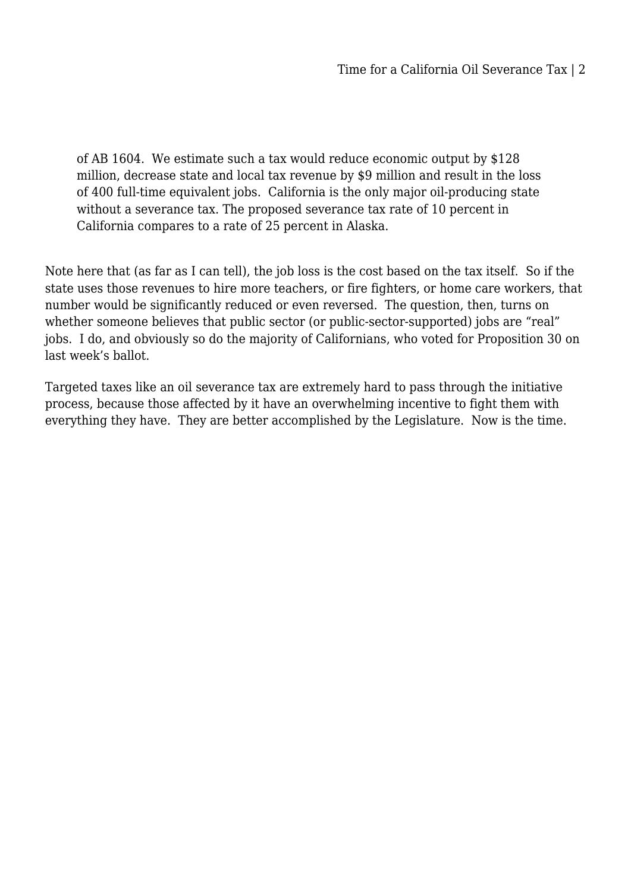> of AB 1604. We estimate such a tax would reduce economic output by $128 million, decrease state and local tax revenue by $9 million and result in the loss of 400 full-time equivalent jobs. California is the only major oil-producing state without a severance tax. The proposed severance tax rate of 10 percent in California compares to a rate of 25 percent in Alaska.

Note here that (as far as I can tell), the job loss is the cost based on the tax itself. So if the state uses those revenues to hire more teachers, or fire fighters, or home care workers, that number would be significantly reduced or even reversed. The question, then, turns on whether someone believes that public sector (or public-sector-supported) jobs are "real" jobs. I do, and obviously so do the majority of Californians, who voted for Proposition 30 on last week's ballot.

Targeted taxes like an oil severance tax are extremely hard to pass through the initiative process, because those affected by it have an overwhelming incentive to fight them with everything they have. They are better accomplished by the Legislature. Now is the time.